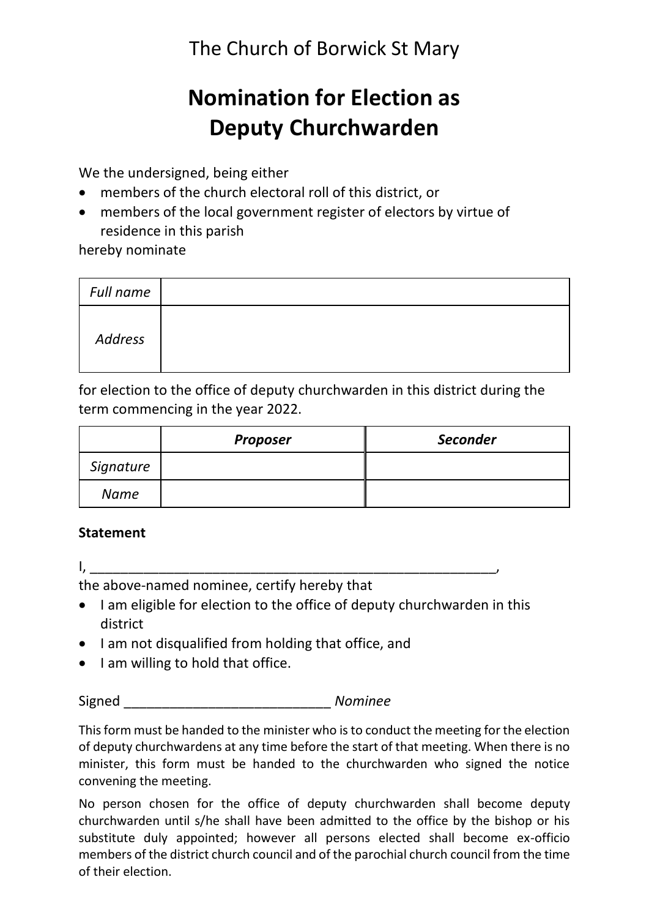The Church of Borwick St Mary

# Nomination for Election as Deputy Churchwarden

We the undersigned, being either

- members of the church electoral roll of this district, or
- members of the local government register of electors by virtue of residence in this parish

hereby nominate

| *Full name* | |
|---|---|
| *Address* | |

for election to the office of deputy churchwarden in this district during the term commencing in the year 2022.

| | ***Proposer*** | ***Seconder*** |
|---|---|---|
| *Signature* | | |
| *Name* | | |

**Statement**

I, ________________________________________________________,

the above-named nominee, certify hereby that

- I am eligible for election to the office of deputy churchwarden in this district
- I am not disqualified from holding that office, and
- I am willing to hold that office.

Signed ___________________________ *Nominee*

This form must be handed to the minister who is to conduct the meeting for the election of deputy churchwardens at any time before the start of that meeting. When there is no minister, this form must be handed to the churchwarden who signed the notice convening the meeting.

No person chosen for the office of deputy churchwarden shall become deputy churchwarden until s/he shall have been admitted to the office by the bishop or his substitute duly appointed; however all persons elected shall become ex-officio members of the district church council and of the parochial church council from the time of their election.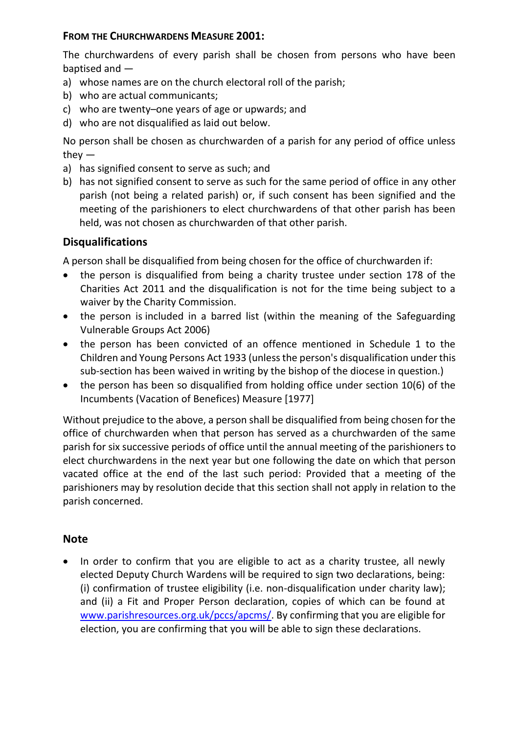**FROM THE CHURCHWARDENS MEASURE 2001:**

The churchwardens of every parish shall be chosen from persons who have been baptised and —

a) whose names are on the church electoral roll of the parish;
b) who are actual communicants;
c) who are twenty–one years of age or upwards; and
d) who are not disqualified as laid out below.

No person shall be chosen as churchwarden of a parish for any period of office unless they —

a) has signified consent to serve as such; and
b) has not signified consent to serve as such for the same period of office in any other parish (not being a related parish) or, if such consent has been signified and the meeting of the parishioners to elect churchwardens of that other parish has been held, was not chosen as churchwarden of that other parish.

## Disqualifications

A person shall be disqualified from being chosen for the office of churchwarden if:

- the person is disqualified from being a charity trustee under section 178 of the Charities Act 2011 and the disqualification is not for the time being subject to a waiver by the Charity Commission.
- the person is included in a barred list (within the meaning of the Safeguarding Vulnerable Groups Act 2006)
- the person has been convicted of an offence mentioned in Schedule 1 to the Children and Young Persons Act 1933 (unless the person's disqualification under this sub-section has been waived in writing by the bishop of the diocese in question.)
- the person has been so disqualified from holding office under section 10(6) of the Incumbents (Vacation of Benefices) Measure [1977]

Without prejudice to the above, a person shall be disqualified from being chosen for the office of churchwarden when that person has served as a churchwarden of the same parish for six successive periods of office until the annual meeting of the parishioners to elect churchwardens in the next year but one following the date on which that person vacated office at the end of the last such period: Provided that a meeting of the parishioners may by resolution decide that this section shall not apply in relation to the parish concerned.

## Note

- In order to confirm that you are eligible to act as a charity trustee, all newly elected Deputy Church Wardens will be required to sign two declarations, being: (i) confirmation of trustee eligibility (i.e. non-disqualification under charity law); and (ii) a Fit and Proper Person declaration, copies of which can be found at [www.parishresources.org.uk/pccs/apcms/](www.parishresources.org.uk/pccs/apcms/). By confirming that you are eligible for election, you are confirming that you will be able to sign these declarations.